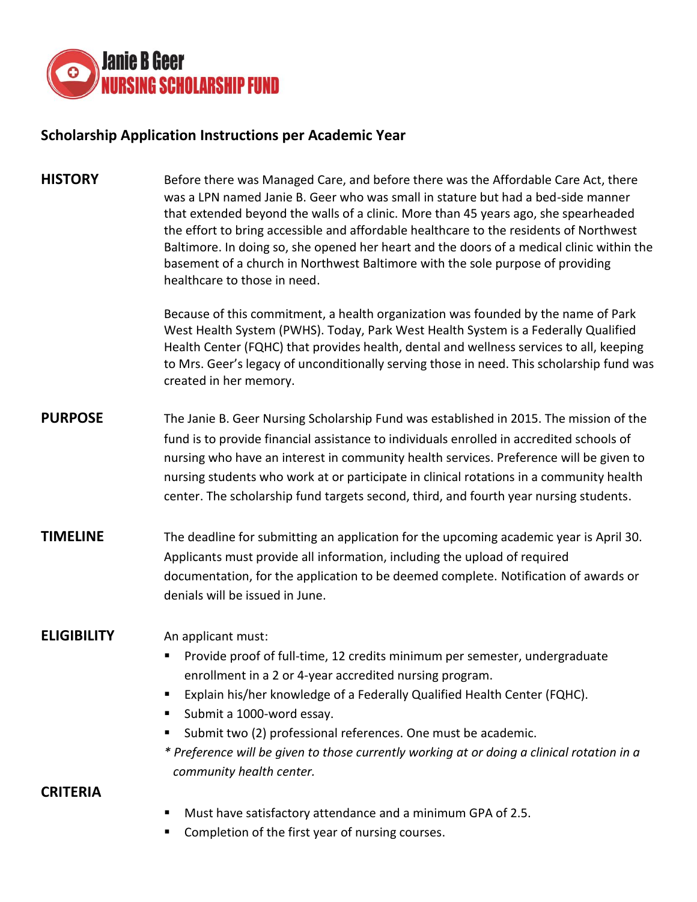# Janie B Geer NURSING SCHOLARSHIP FUND

## Scholarship Application Instructions per Academic Year

### HISTORY

Before there was Managed Care, and before there was the Affordable Care Act, there was a LPN named Janie B. Geer who was small in stature but had a bed-side manner that extended beyond the walls of a clinic. More than 45 years ago, she spearheaded the effort to bring accessible and affordable healthcare to the residents of Northwest Baltimore. In doing so, she opened her heart and the doors of a medical clinic within the basement of a church in Northwest Baltimore with the sole purpose of providing healthcare to those in need.

Because of this commitment, a health organization was founded by the name of Park West Health System (PWHS). Today, Park West Health System is a Federally Qualified Health Center (FQHC) that provides health, dental and wellness services to all, keeping to Mrs. Geer's legacy of unconditionally serving those in need. This scholarship fund was created in her memory.

### PURPOSE

The Janie B. Geer Nursing Scholarship Fund was established in 2015. The mission of the fund is to provide financial assistance to individuals enrolled in accredited schools of nursing who have an interest in community health services. Preference will be given to nursing students who work at or participate in clinical rotations in a community health center. The scholarship fund targets second, third, and fourth year nursing students.

### TIMELINE

The deadline for submitting an application for the upcoming academic year is April 30. Applicants must provide all information, including the upload of required documentation, for the application to be deemed complete. Notification of awards or denials will be issued in June.

### ELIGIBILITY

An applicant must:

- Provide proof of full-time, 12 credits minimum per semester, undergraduate enrollment in a 2 or 4-year accredited nursing program.
- Explain his/her knowledge of a Federally Qualified Health Center (FQHC).
- Submit a 1000-word essay.
- Submit two (2) professional references. One must be academic.

*\* Preference will be given to those currently working at or doing a clinical rotation in a community health center.*

### CRITERIA

- Must have satisfactory attendance and a minimum GPA of 2.5.
- Completion of the first year of nursing courses.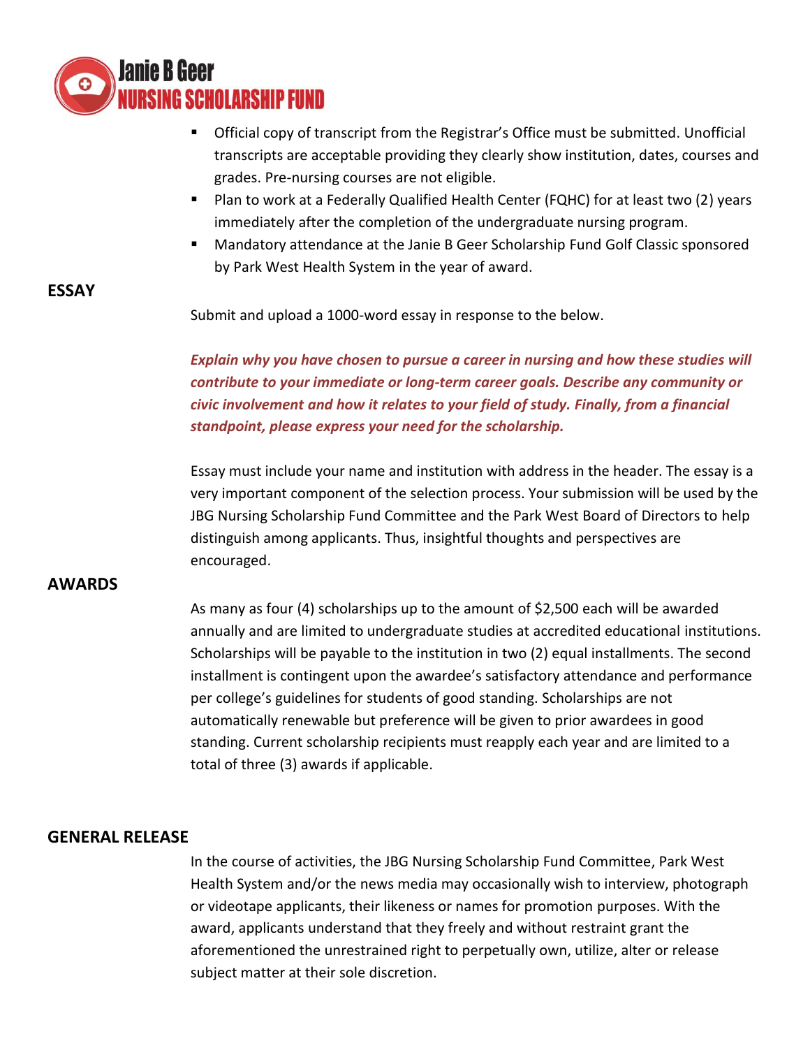- Official copy of transcript from the Registrar's Office must be submitted. Unofficial transcripts are acceptable providing they clearly show institution, dates, courses and grades. Pre-nursing courses are not eligible.
- Plan to work at a Federally Qualified Health Center (FQHC) for at least two (2) years immediately after the completion of the undergraduate nursing program.
- Mandatory attendance at the Janie B Geer Scholarship Fund Golf Classic sponsored by Park West Health System in the year of award.

## ESSAY

Submit and upload a 1000-word essay in response to the below.

***Explain why you have chosen to pursue a career in nursing and how these studies will contribute to your immediate or long-term career goals. Describe any community or civic involvement and how it relates to your field of study. Finally, from a financial standpoint, please express your need for the scholarship.***

Essay must include your name and institution with address in the header. The essay is a very important component of the selection process. Your submission will be used by the JBG Nursing Scholarship Fund Committee and the Park West Board of Directors to help distinguish among applicants. Thus, insightful thoughts and perspectives are encouraged.

## AWARDS

As many as four (4) scholarships up to the amount of $2,500 each will be awarded annually and are limited to undergraduate studies at accredited educational institutions. Scholarships will be payable to the institution in two (2) equal installments. The second installment is contingent upon the awardee's satisfactory attendance and performance per college's guidelines for students of good standing. Scholarships are not automatically renewable but preference will be given to prior awardees in good standing. Current scholarship recipients must reapply each year and are limited to a total of three (3) awards if applicable.

## GENERAL RELEASE

In the course of activities, the JBG Nursing Scholarship Fund Committee, Park West Health System and/or the news media may occasionally wish to interview, photograph or videotape applicants, their likeness or names for promotion purposes. With the award, applicants understand that they freely and without restraint grant the aforementioned the unrestrained right to perpetually own, utilize, alter or release subject matter at their sole discretion.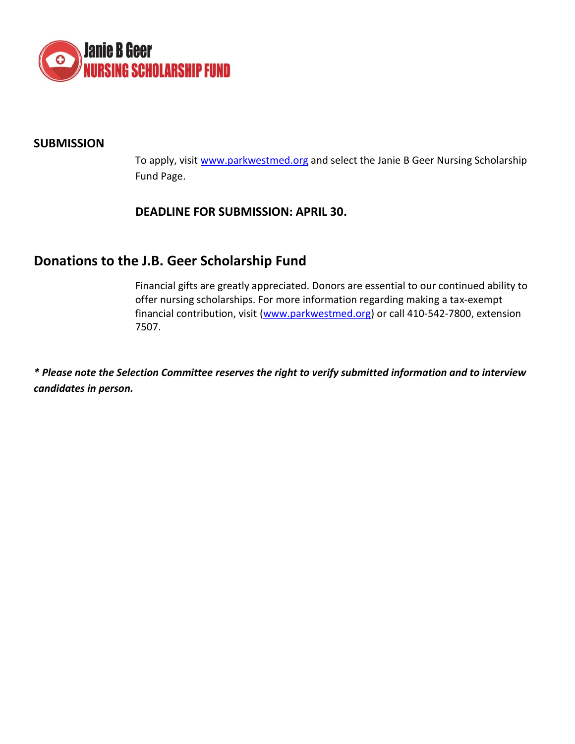**Janie B Geer**
**NURSING SCHOLARSHIP FUND**

## SUBMISSION

To apply, visit www.parkwestmed.org and select the Janie B Geer Nursing Scholarship Fund Page.

**DEADLINE FOR SUBMISSION: APRIL 30.**

## Donations to the J.B. Geer Scholarship Fund

Financial gifts are greatly appreciated. Donors are essential to our continued ability to offer nursing scholarships. For more information regarding making a tax-exempt financial contribution, visit (www.parkwestmed.org) or call 410-542-7800, extension 7507.

***\* Please note the Selection Committee reserves the right to verify submitted information and to interview candidates in person.***